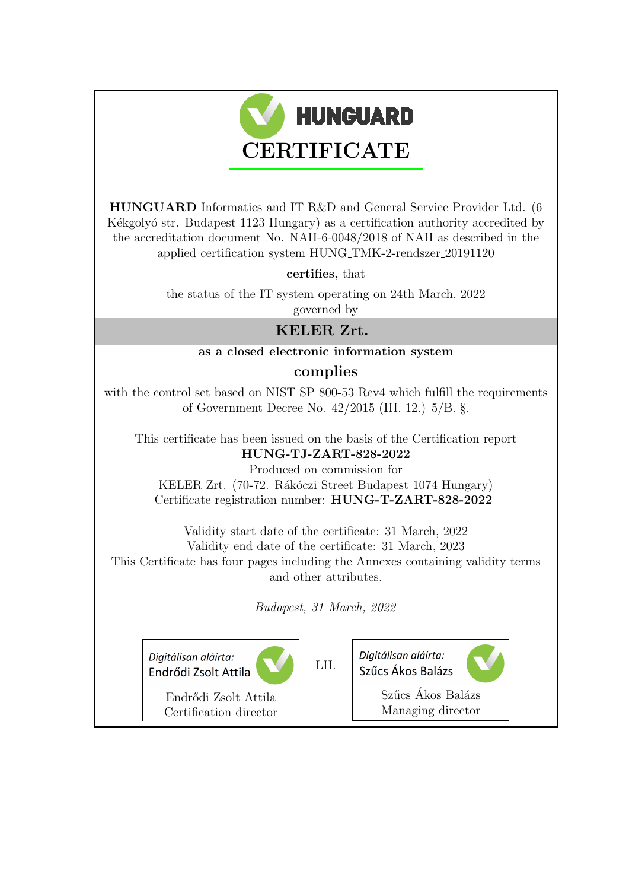# HUNGUARD

# CERTIFICATE

**HUNGUARD** Informatics and IT R&D and General Service Provider Ltd. (6 Kékgolyó str. Budapest 1123 Hungary) as a certification authority accredited by the accreditation document No. NAH-6-0048/2018 of NAH as described in the applied certification system HUNG_TMK-2-rendszer_20191120

**certifies,** that

the status of the IT system operating on 24th March, 2022
governed by

## KELER Zrt.

**as a closed electronic information system**

**complies**

with the control set based on NIST SP 800-53 Rev4 which fulfill the requirements of Government Decree No. 42/2015 (III. 12.) 5/B. §.

This certificate has been issued on the basis of the Certification report
**HUNG-TJ-ZART-828-2022**
Produced on commission for
KELER Zrt. (70-72. Rákóczi Street Budapest 1074 Hungary)
Certificate registration number: **HUNG-T-ZART-828-2022**

Validity start date of the certificate: 31 March, 2022
Validity end date of the certificate: 31 March, 2023
This Certificate has four pages including the Annexes containing validity terms and other attributes.

*Budapest, 31 March, 2022*

*Digitálisan aláírta:* Endrődi Zsolt Attila
Endrődi Zsolt Attila
Certification director

LH.

*Digitálisan aláírta:* Szűcs Ákos Balázs
Szűcs Ákos Balázs
Managing director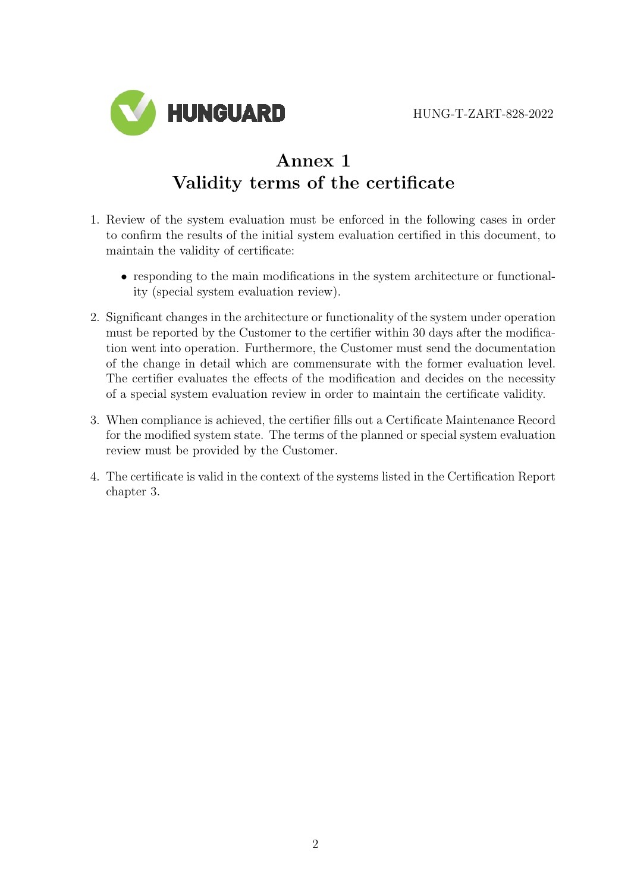# Annex 1
# Validity terms of the certificate

1. Review of the system evaluation must be enforced in the following cases in order to confirm the results of the initial system evaluation certified in this document, to maintain the validity of certificate:
   - responding to the main modifications in the system architecture or functionality (special system evaluation review).
2. Significant changes in the architecture or functionality of the system under operation must be reported by the Customer to the certifier within 30 days after the modification went into operation. Furthermore, the Customer must send the documentation of the change in detail which are commensurate with the former evaluation level. The certifier evaluates the effects of the modification and decides on the necessity of a special system evaluation review in order to maintain the certificate validity.
3. When compliance is achieved, the certifier fills out a Certificate Maintenance Record for the modified system state. The terms of the planned or special system evaluation review must be provided by the Customer.
4. The certificate is valid in the context of the systems listed in the Certification Report chapter 3.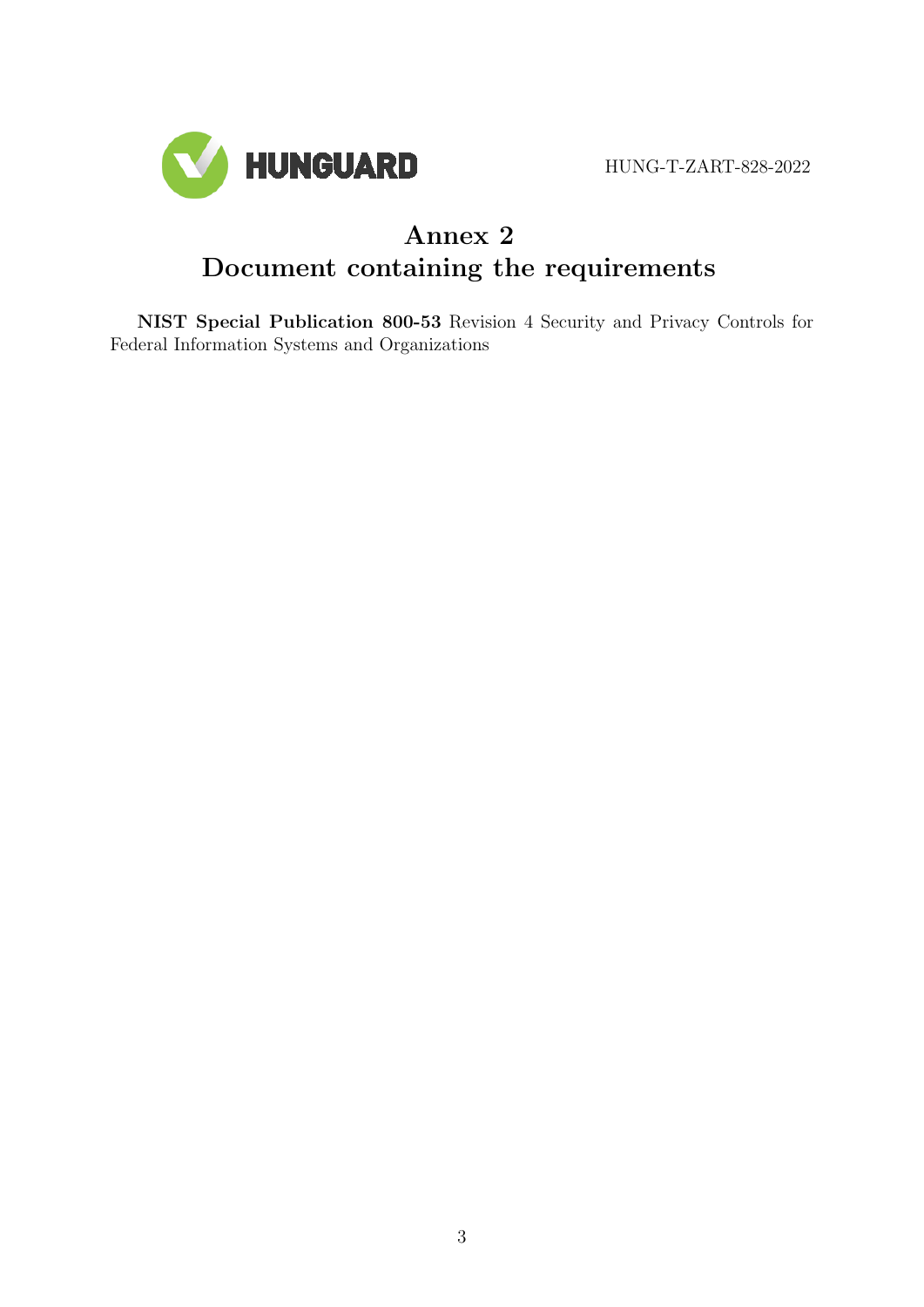# Annex 2
# Document containing the requirements

**NIST Special Publication 800-53** Revision 4 Security and Privacy Controls for Federal Information Systems and Organizations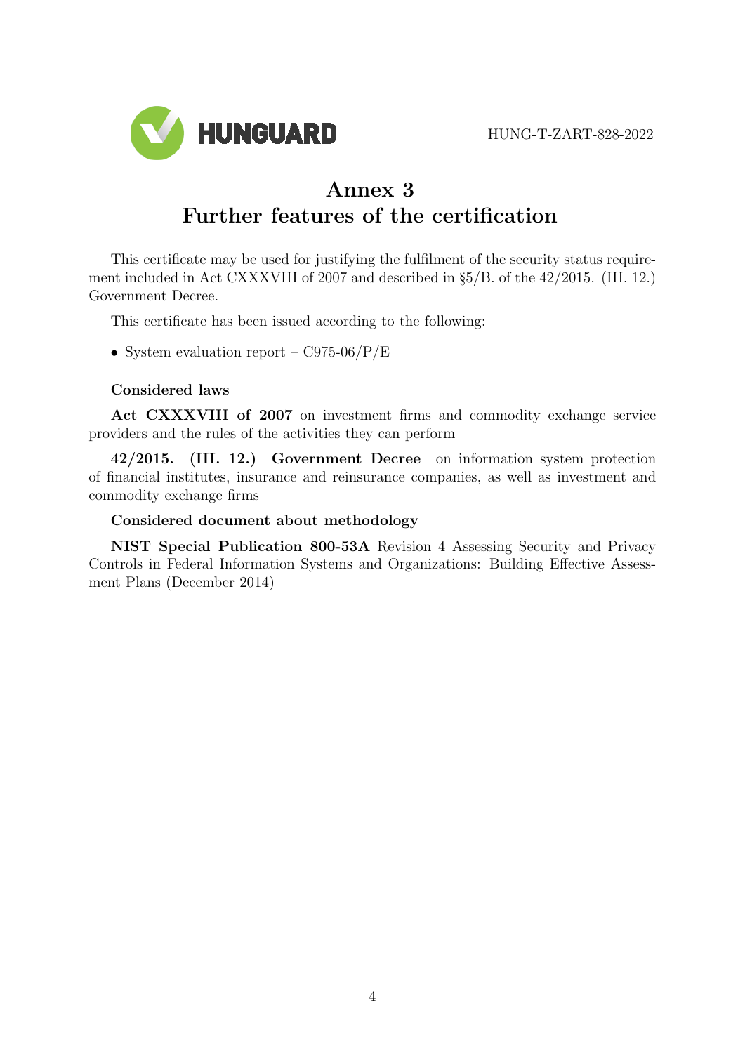# Annex 3
# Further features of the certification

This certificate may be used for justifying the fulfilment of the security status requirement included in Act CXXXVIII of 2007 and described in §5/B. of the 42/2015. (III. 12.) Government Decree.

This certificate has been issued according to the following:

- System evaluation report – C975-06/P/E

### Considered laws

**Act CXXXVIII of 2007** on investment firms and commodity exchange service providers and the rules of the activities they can perform

**42/2015. (III. 12.) Government Decree** on information system protection of financial institutes, insurance and reinsurance companies, as well as investment and commodity exchange firms

### Considered document about methodology

**NIST Special Publication 800-53A** Revision 4 Assessing Security and Privacy Controls in Federal Information Systems and Organizations: Building Effective Assessment Plans (December 2014)